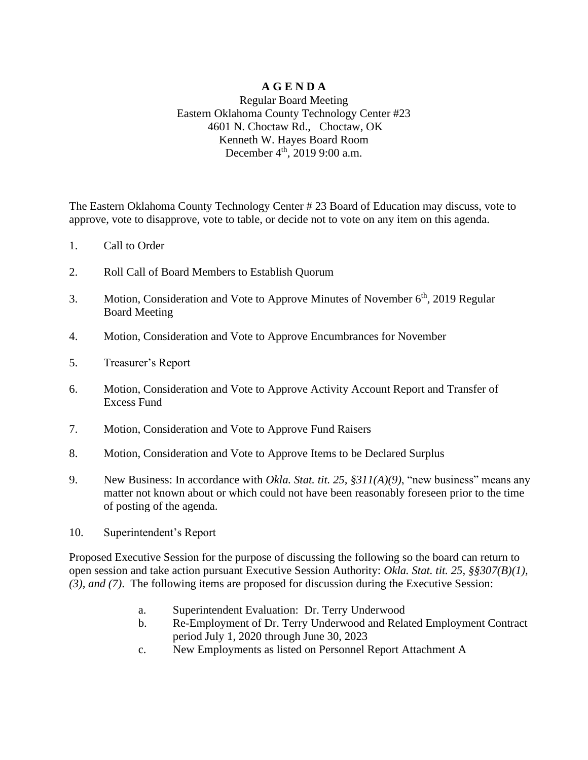# A G E N D A

Regular Board Meeting
Eastern Oklahoma County Technology Center #23
4601 N. Choctaw Rd., Choctaw, OK
Kenneth W. Hayes Board Room
December 4th, 2019 9:00 a.m.

The Eastern Oklahoma County Technology Center # 23 Board of Education may discuss, vote to approve, vote to disapprove, vote to table, or decide not to vote on any item on this agenda.

1. Call to Order

2. Roll Call of Board Members to Establish Quorum

3. Motion, Consideration and Vote to Approve Minutes of November 6th, 2019 Regular Board Meeting

4. Motion, Consideration and Vote to Approve Encumbrances for November

5. Treasurer's Report

6. Motion, Consideration and Vote to Approve Activity Account Report and Transfer of Excess Fund

7. Motion, Consideration and Vote to Approve Fund Raisers

8. Motion, Consideration and Vote to Approve Items to be Declared Surplus

9. New Business: In accordance with *Okla. Stat. tit. 25, §311(A)(9)*, "new business" means any matter not known about or which could not have been reasonably foreseen prior to the time of posting of the agenda.

10. Superintendent's Report

Proposed Executive Session for the purpose of discussing the following so the board can return to open session and take action pursuant Executive Session Authority: *Okla. Stat. tit. 25, §§307(B)(1), (3), and (7)*. The following items are proposed for discussion during the Executive Session:

a. Superintendent Evaluation: Dr. Terry Underwood
b. Re-Employment of Dr. Terry Underwood and Related Employment Contract period July 1, 2020 through June 30, 2023
c. New Employments as listed on Personnel Report Attachment A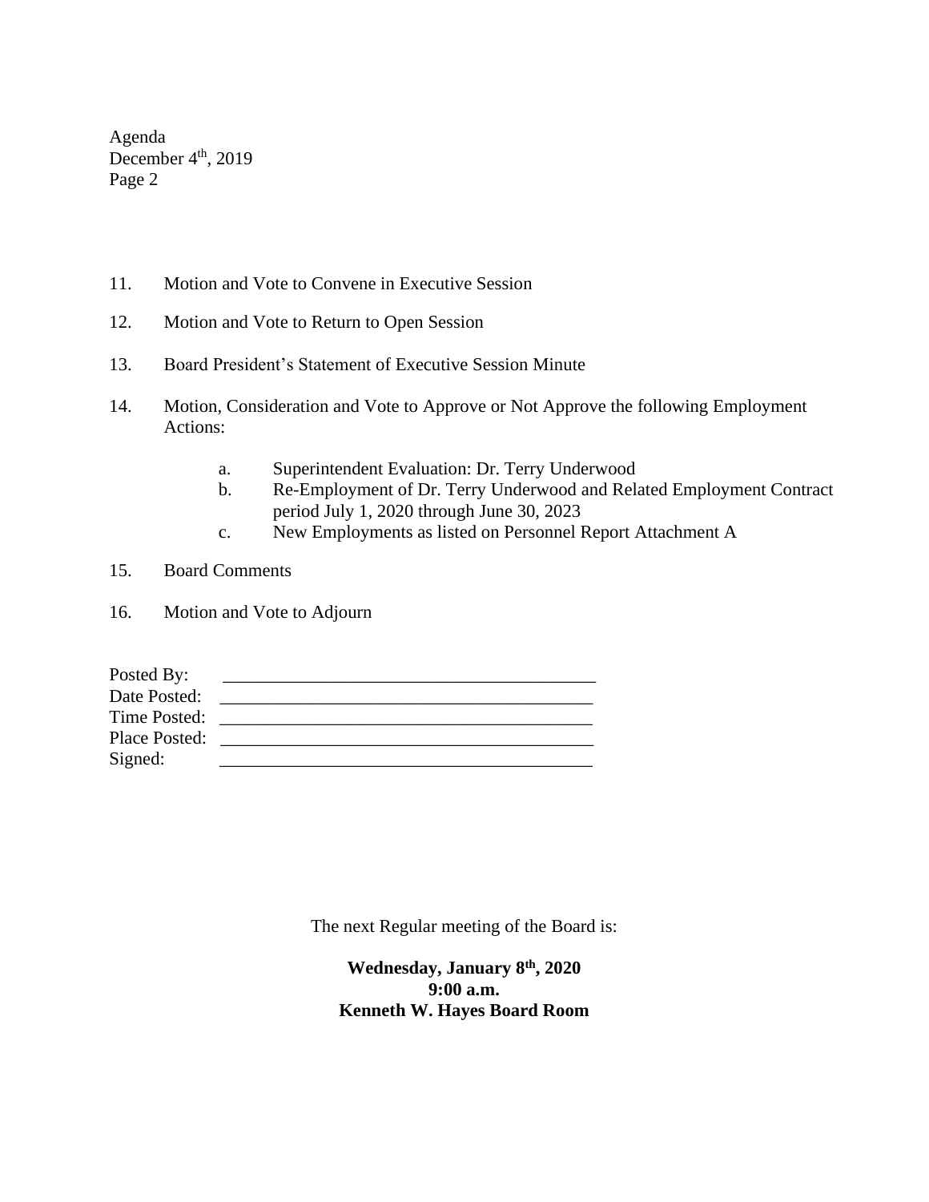11. Motion and Vote to Convene in Executive Session

12. Motion and Vote to Return to Open Session

13. Board President's Statement of Executive Session Minute

14. Motion, Consideration and Vote to Approve or Not Approve the following Employment Actions:

    a. Superintendent Evaluation: Dr. Terry Underwood
    b. Re-Employment of Dr. Terry Underwood and Related Employment Contract period July 1, 2020 through June 30, 2023
    c. New Employments as listed on Personnel Report Attachment A

15. Board Comments

16. Motion and Vote to Adjourn

Posted By: ________________________________________
Date Posted: ________________________________________
Time Posted: ________________________________________
Place Posted: ________________________________________
Signed: ________________________________________

The next Regular meeting of the Board is:

**Wednesday, January 8th, 2020**
**9:00 a.m.**
**Kenneth W. Hayes Board Room**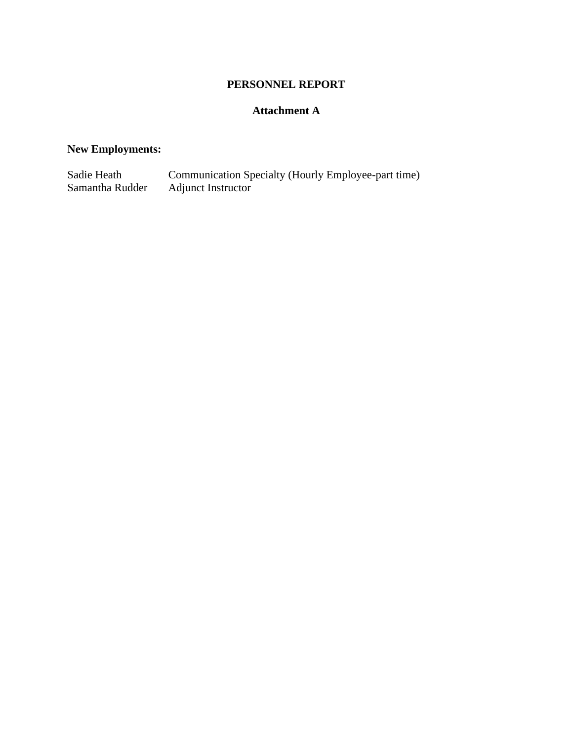**PERSONNEL REPORT**

**Attachment A**

**New Employments:**

| | |
|---|---|
| Sadie Heath | Communication Specialty (Hourly Employee-part time) |
| Samantha Rudder | Adjunct Instructor |